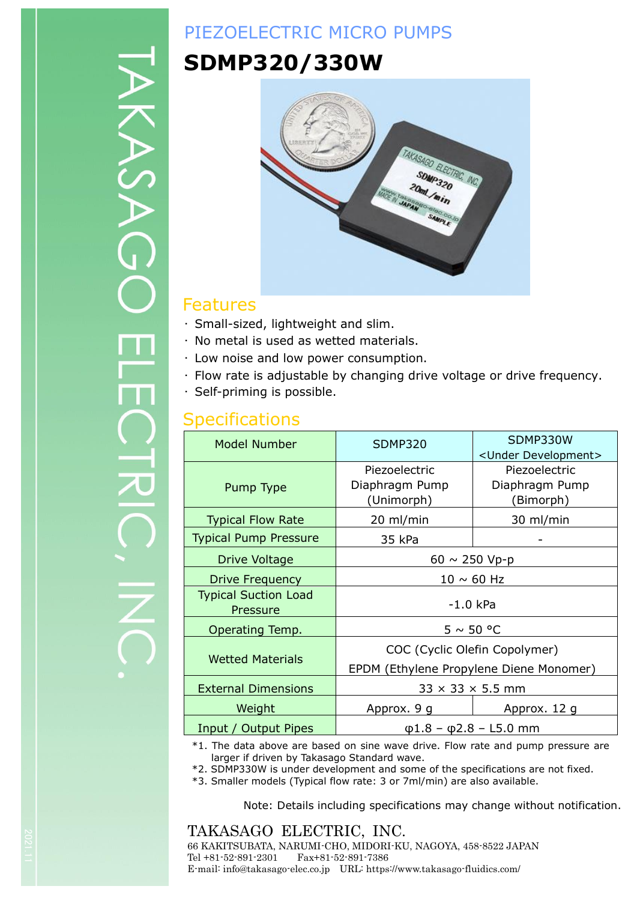PIEZOELECTRIC MICRO PUMPS

# SDMP320/330W

## Features

- Small-sized, lightweight and slim.
- No metal is used as wetted materials.
- Low noise and low power consumption.
- Flow rate is adjustable by changing drive voltage or drive frequency.
- Self-priming is possible.

## Specifications

| Model Number | SDMP320 | SDMP330W <Under Development> |
|---|---|---|
| Pump Type | Piezoelectric Diaphragm Pump (Unimorph) | Piezoelectric Diaphragm Pump (Bimorph) |
| Typical Flow Rate | 20 ml/min | 30 ml/min |
| Typical Pump Pressure | 35 kPa | - |
| Drive Voltage | 60 ~ 250 Vp-p | |
| Drive Frequency | 10 ~ 60 Hz | |
| Typical Suction Load Pressure | -1.0 kPa | |
| Operating Temp. | 5 ~ 50 °C | |
| Wetted Materials | COC (Cyclic Olefin Copolymer) EPDM (Ethylene Propylene Diene Monomer) | |
| External Dimensions | 33 × 33 × 5.5 mm | |
| Weight | Approx. 9 g | Approx. 12 g |
| Input / Output Pipes | φ1.8 – φ2.8 – L5.0 mm | |

*1. The data above are based on sine wave drive. Flow rate and pump pressure are larger if driven by Takasago Standard wave.
*2. SDMP330W is under development and some of the specifications are not fixed.
*3. Smaller models (Typical flow rate: 3 or 7ml/min) are also available.

Note: Details including specifications may change without notification.

TAKASAGO ELECTRIC, INC.
66 KAKITSUBATA, NARUMI-CHO, MIDORI-KU, NAGOYA, 458-8522 JAPAN
Tel +81-52-891-2301 Fax+81-52-891-7386
E-mail: info@takasago-elec.co.jp URL: https://www.takasago-fluidics.com/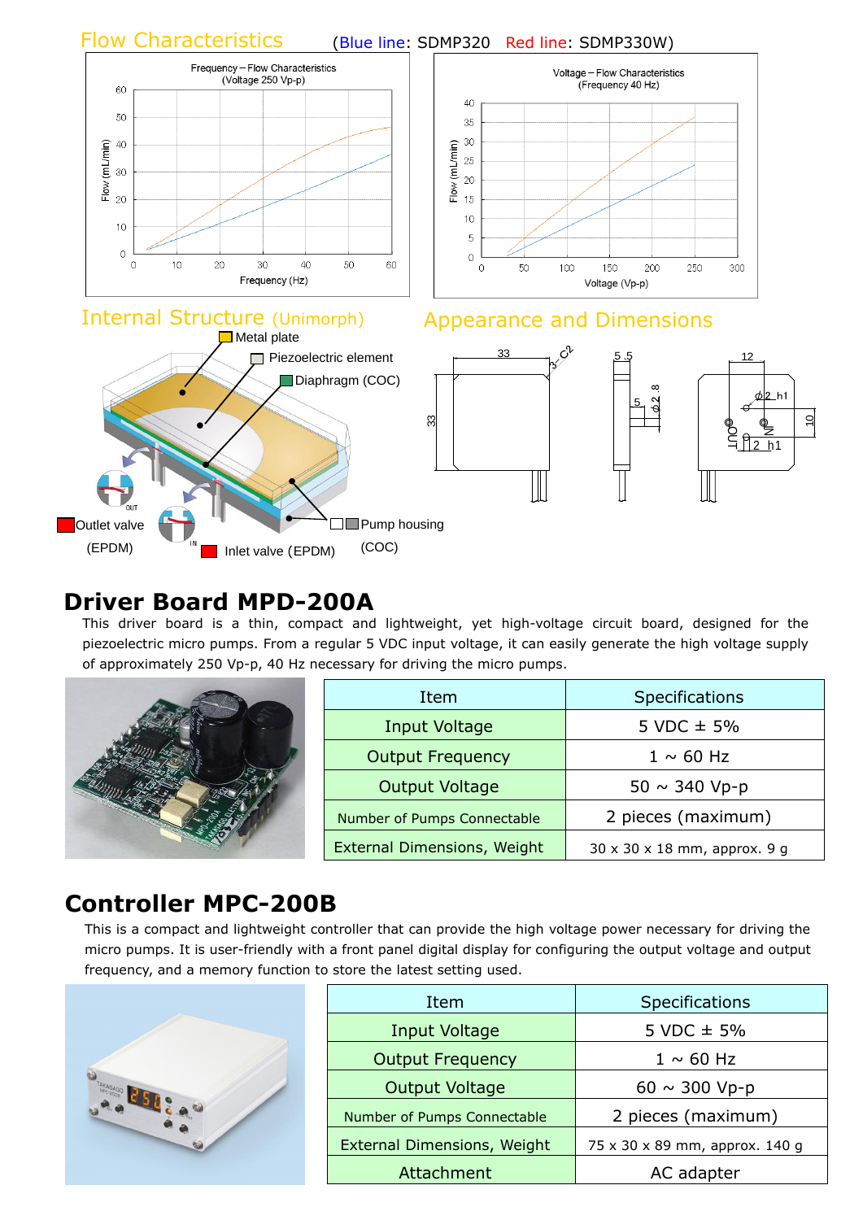## Flow Characteristics

(Blue line: SDMP320 Red line: SDMP330W)

Frequency – Flow Characteristics
(Voltage 250 Vp-p)

Flow (mL/min)
0
10
20
30
40
50
60

Frequency (Hz)
0
10
20
30
40
50
60

Voltage – Flow Characteristics
(Frequency 40 Hz)

Flow (mL/min)
0
5
10
15
20
25
30
35
40

Voltage (Vp-p)
0
50
100
150
200
250
300

## Internal Structure (Unimorph)

Metal plate
Piezoelectric element
Diaphragm (COC)
Outlet valve (EPDM)
Inlet valve (EPDM)
Pump housing (COC)
OUT
IN

## Appearance and Dimensions

33
3-C2
33
5.5
5
φ2.8
12
φ2 h1
IN
OUT
10
2 h1

## Driver Board MPD-200A

This driver board is a thin, compact and lightweight, yet high-voltage circuit board, designed for the piezoelectric micro pumps. From a regular 5 VDC input voltage, it can easily generate the high voltage supply of approximately 250 Vp-p, 40 Hz necessary for driving the micro pumps.

| Item | Specifications |
|---|---|
| Input Voltage | 5 VDC ± 5% |
| Output Frequency | 1 ~ 60 Hz |
| Output Voltage | 50 ~ 340 Vp-p |
| Number of Pumps Connectable | 2 pieces (maximum) |
| External Dimensions, Weight | 30 x 30 x 18 mm, approx. 9 g |

## Controller MPC-200B

This is a compact and lightweight controller that can provide the high voltage power necessary for driving the micro pumps. It is user-friendly with a front panel digital display for configuring the output voltage and output frequency, and a memory function to store the latest setting used.

| Item | Specifications |
|---|---|
| Input Voltage | 5 VDC ± 5% |
| Output Frequency | 1 ~ 60 Hz |
| Output Voltage | 60 ~ 300 Vp-p |
| Number of Pumps Connectable | 2 pieces (maximum) |
| External Dimensions, Weight | 75 x 30 x 89 mm, approx. 140 g |
| Attachment | AC adapter |